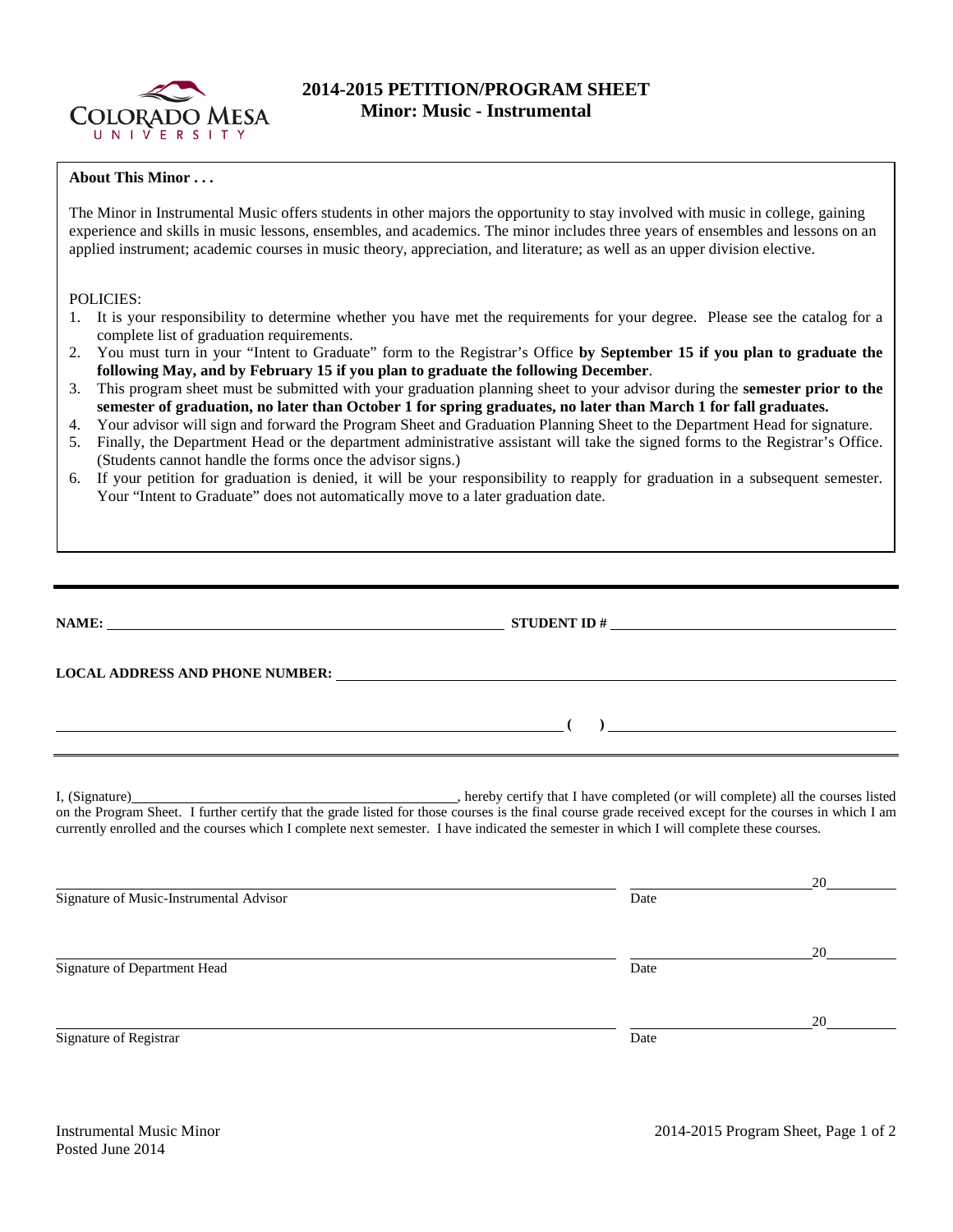# 2014-2015 PETITION/PROGRAM SHEET
## Minor: Music - Instrumental

**About This Minor . . .**

The Minor in Instrumental Music offers students in other majors the opportunity to stay involved with music in college, gaining experience and skills in music lessons, ensembles, and academics. The minor includes three years of ensembles and lessons on an applied instrument; academic courses in music theory, appreciation, and literature; as well as an upper division elective.

POLICIES:

1. It is your responsibility to determine whether you have met the requirements for your degree. Please see the catalog for a complete list of graduation requirements.
2. You must turn in your "Intent to Graduate" form to the Registrar's Office **by September 15 if you plan to graduate the following May, and by February 15 if you plan to graduate the following December**.
3. This program sheet must be submitted with your graduation planning sheet to your advisor during the **semester prior to the semester of graduation, no later than October 1 for spring graduates, no later than March 1 for fall graduates.**
4. Your advisor will sign and forward the Program Sheet and Graduation Planning Sheet to the Department Head for signature.
5. Finally, the Department Head or the department administrative assistant will take the signed forms to the Registrar's Office. (Students cannot handle the forms once the advisor signs.)
6. If your petition for graduation is denied, it will be your responsibility to reapply for graduation in a subsequent semester. Your "Intent to Graduate" does not automatically move to a later graduation date.

---

**NAME:** ______________________________ **STUDENT ID #** ______________________________

**LOCAL ADDRESS AND PHONE NUMBER:** ______________________________

______________________________ **(    )** ______________________________

I, (Signature)______________________________, hereby certify that I have completed (or will complete) all the courses listed on the Program Sheet. I further certify that the grade listed for those courses is the final course grade received except for the courses in which I am currently enrolled and the courses which I complete next semester. I have indicated the semester in which I will complete these courses.

______________________________ ______________ 20____
Signature of Music-Instrumental Advisor — Date

______________________________ ______________ 20____
Signature of Department Head — Date

______________________________ ______________ 20____
Signature of Registrar — Date

Instrumental Music Minor
Posted June 2014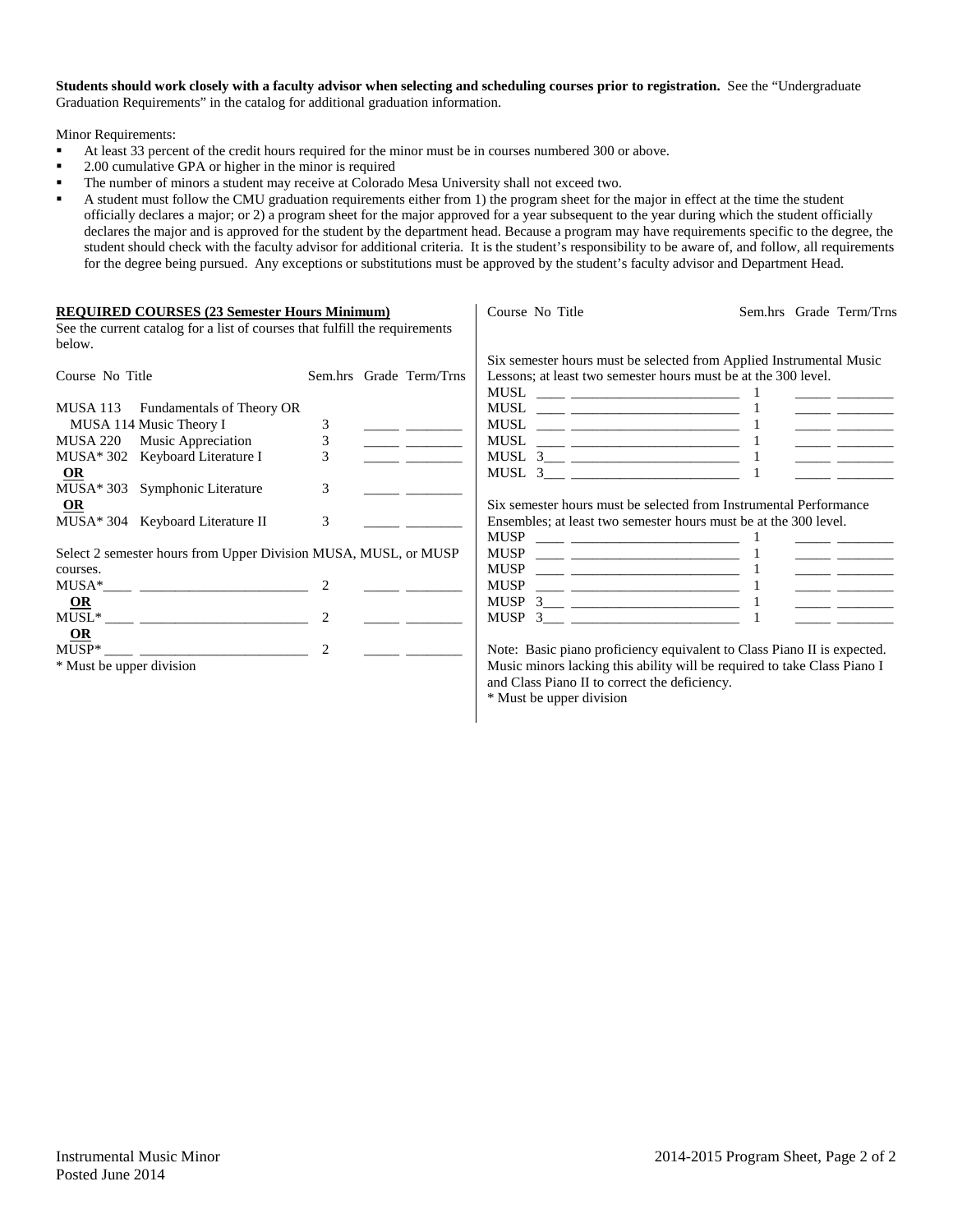**Students should work closely with a faculty advisor when selecting and scheduling courses prior to registration.** See the "Undergraduate Graduation Requirements" in the catalog for additional graduation information.

Minor Requirements:

- At least 33 percent of the credit hours required for the minor must be in courses numbered 300 or above.
- 2.00 cumulative GPA or higher in the minor is required
- The number of minors a student may receive at Colorado Mesa University shall not exceed two.
- A student must follow the CMU graduation requirements either from 1) the program sheet for the major in effect at the time the student officially declares a major; or 2) a program sheet for the major approved for a year subsequent to the year during which the student officially declares the major and is approved for the student by the department head. Because a program may have requirements specific to the degree, the student should check with the faculty advisor for additional criteria. It is the student's responsibility to be aware of, and follow, all requirements for the degree being pursued. Any exceptions or substitutions must be approved by the student's faculty advisor and Department Head.

**REQUIRED COURSES (23 Semester Hours Minimum)**

See the current catalog for a list of courses that fulfill the requirements below.

| Course No | Title | Sem.hrs | Grade | Term/Trns |
|---|---|---|---|---|
| MUSA 113 | Fundamentals of Theory OR | | | |
| MUSA 114 | Music Theory I | 3 | _____ | ________ |
| MUSA 220 | Music Appreciation | 3 | _____ | ________ |
| MUSA* 302 | Keyboard Literature I | 3 | _____ | ________ |
| **OR** | | | | |
| MUSA* 303 | Symphonic Literature | 3 | _____ | ________ |
| **OR** | | | | |
| MUSA* 304 | Keyboard Literature II | 3 | _____ | ________ |

Select 2 semester hours from Upper Division MUSA, MUSL, or MUSP courses.

| Course No | Title | Sem.hrs | Grade | Term/Trns |
|---|---|---|---|---|
| MUSA*____ | ________________________ | 2 | _____ | ________ |
| **OR** | | | | |
| MUSL* ____ | ________________________ | 2 | _____ | ________ |
| **OR** | | | | |
| MUSP* ____ | ________________________ | 2 | _____ | ________ |

\* Must be upper division

Six semester hours must be selected from Applied Instrumental Music Lessons; at least two semester hours must be at the 300 level.

| Course No | Title | Sem.hrs | Grade | Term/Trns |
|---|---|---|---|---|
| MUSL ____ | ________________________ | 1 | _____ | ________ |
| MUSL ____ | ________________________ | 1 | _____ | ________ |
| MUSL ____ | ________________________ | 1 | _____ | ________ |
| MUSL ____ | ________________________ | 1 | _____ | ________ |
| MUSL 3___ | ________________________ | 1 | _____ | ________ |
| MUSL 3___ | ________________________ | 1 | _____ | ________ |

Six semester hours must be selected from Instrumental Performance Ensembles; at least two semester hours must be at the 300 level.

| Course No | Title | Sem.hrs | Grade | Term/Trns |
|---|---|---|---|---|
| MUSP ____ | ________________________ | 1 | _____ | ________ |
| MUSP ____ | ________________________ | 1 | _____ | ________ |
| MUSP ____ | ________________________ | 1 | _____ | ________ |
| MUSP ____ | ________________________ | 1 | _____ | ________ |
| MUSP 3___ | ________________________ | 1 | _____ | ________ |
| MUSP 3___ | ________________________ | 1 | _____ | ________ |

Note: Basic piano proficiency equivalent to Class Piano II is expected. Music minors lacking this ability will be required to take Class Piano I and Class Piano II to correct the deficiency.

\* Must be upper division

Instrumental Music Minor
Posted June 2014